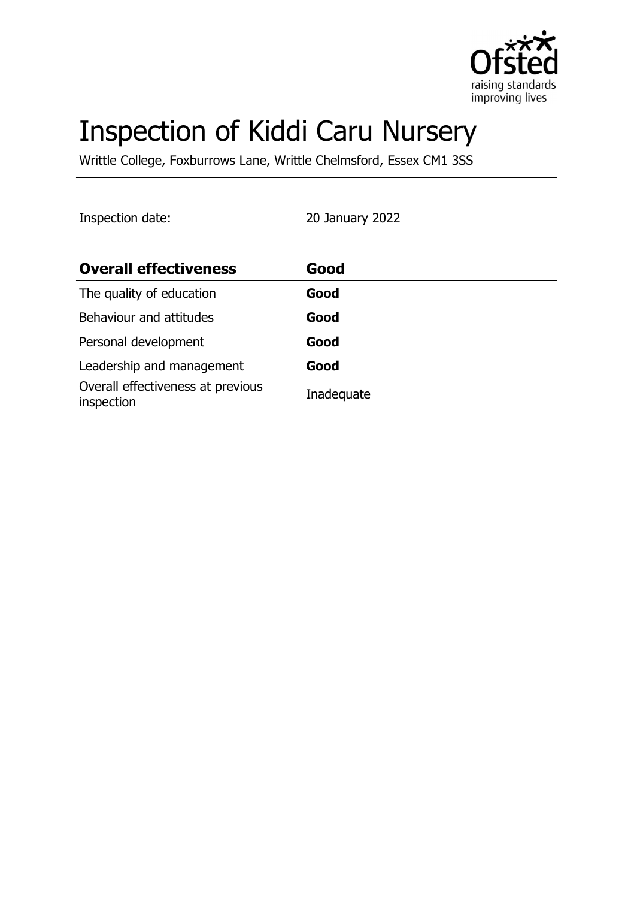# Inspection of Kiddi Caru Nursery

Writtle College, Foxburrows Lane, Writtle Chelmsford, Essex CM1 3SS

Inspection date: 20 January 2022

| **Overall effectiveness** | **Good** |
| --- | --- |
| The quality of education | **Good** |
| Behaviour and attitudes | **Good** |
| Personal development | **Good** |
| Leadership and management | **Good** |
| Overall effectiveness at previous inspection | Inadequate |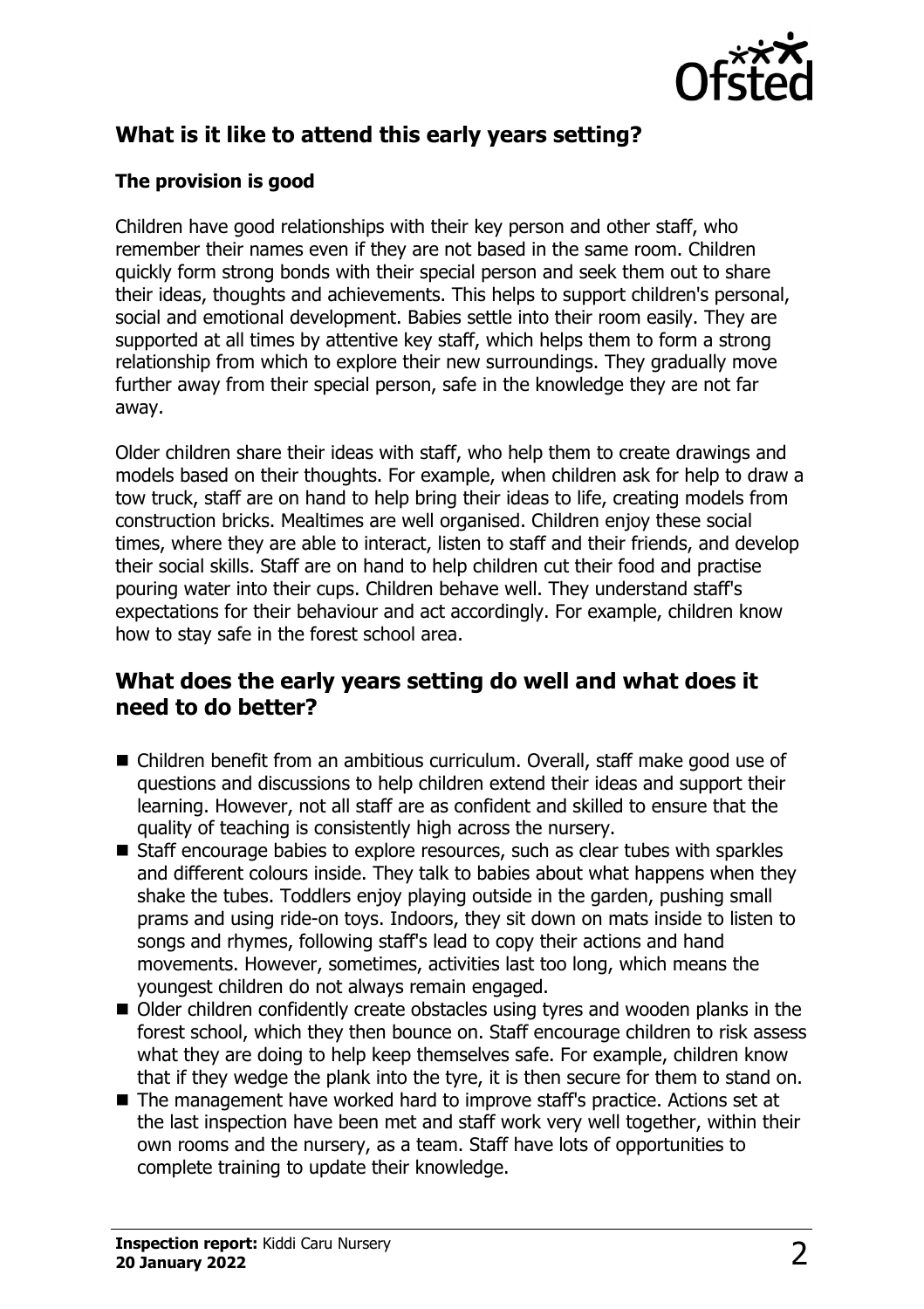## What is it like to attend this early years setting?

### The provision is good

Children have good relationships with their key person and other staff, who remember their names even if they are not based in the same room. Children quickly form strong bonds with their special person and seek them out to share their ideas, thoughts and achievements. This helps to support children's personal, social and emotional development. Babies settle into their room easily. They are supported at all times by attentive key staff, which helps them to form a strong relationship from which to explore their new surroundings. They gradually move further away from their special person, safe in the knowledge they are not far away.

Older children share their ideas with staff, who help them to create drawings and models based on their thoughts. For example, when children ask for help to draw a tow truck, staff are on hand to help bring their ideas to life, creating models from construction bricks. Mealtimes are well organised. Children enjoy these social times, where they are able to interact, listen to staff and their friends, and develop their social skills. Staff are on hand to help children cut their food and practise pouring water into their cups. Children behave well. They understand staff's expectations for their behaviour and act accordingly. For example, children know how to stay safe in the forest school area.

## What does the early years setting do well and what does it need to do better?

- Children benefit from an ambitious curriculum. Overall, staff make good use of questions and discussions to help children extend their ideas and support their learning. However, not all staff are as confident and skilled to ensure that the quality of teaching is consistently high across the nursery.
- Staff encourage babies to explore resources, such as clear tubes with sparkles and different colours inside. They talk to babies about what happens when they shake the tubes. Toddlers enjoy playing outside in the garden, pushing small prams and using ride-on toys. Indoors, they sit down on mats inside to listen to songs and rhymes, following staff's lead to copy their actions and hand movements. However, sometimes, activities last too long, which means the youngest children do not always remain engaged.
- Older children confidently create obstacles using tyres and wooden planks in the forest school, which they then bounce on. Staff encourage children to risk assess what they are doing to help keep themselves safe. For example, children know that if they wedge the plank into the tyre, it is then secure for them to stand on.
- The management have worked hard to improve staff's practice. Actions set at the last inspection have been met and staff work very well together, within their own rooms and the nursery, as a team. Staff have lots of opportunities to complete training to update their knowledge.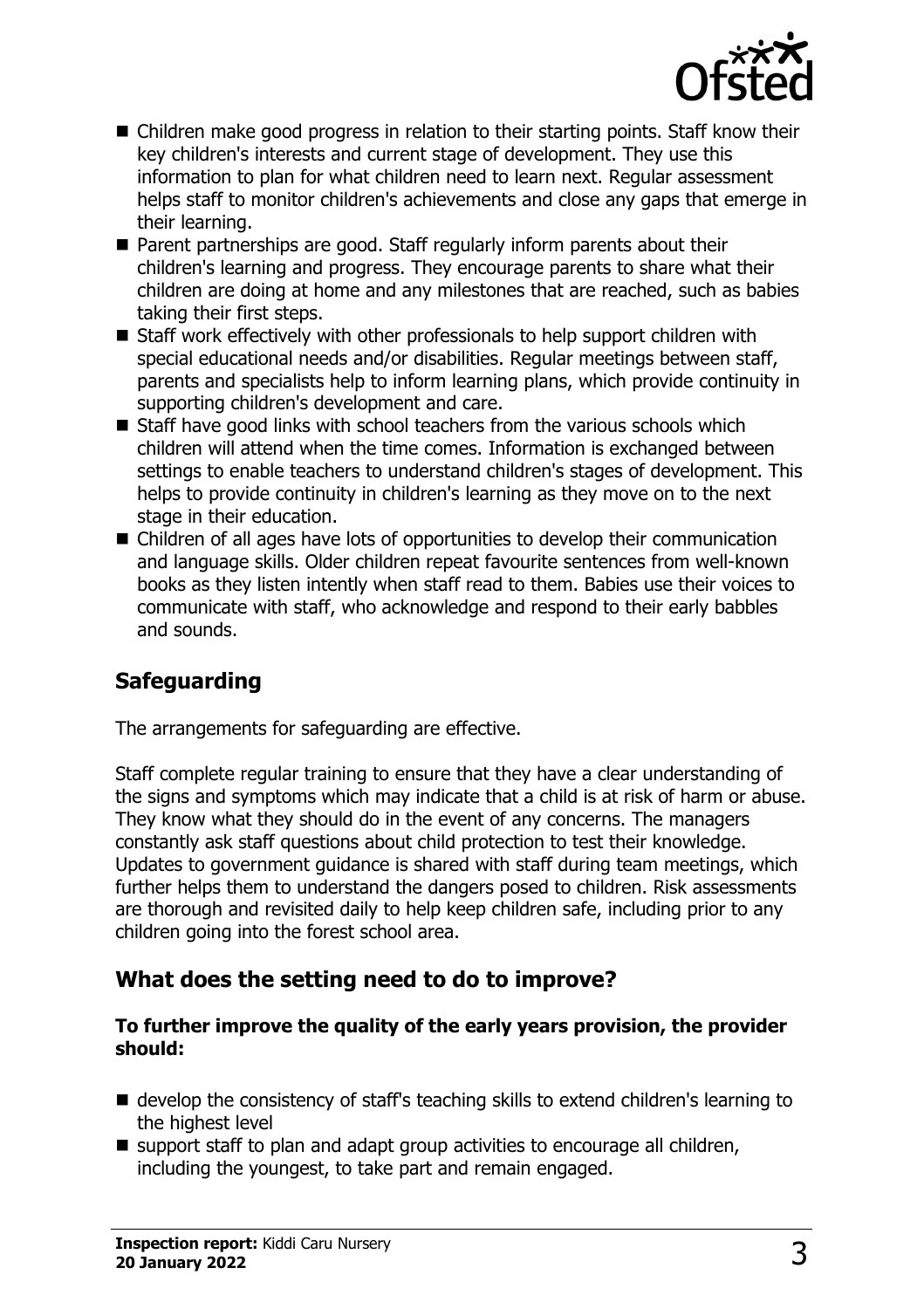- Children make good progress in relation to their starting points. Staff know their key children's interests and current stage of development. They use this information to plan for what children need to learn next. Regular assessment helps staff to monitor children's achievements and close any gaps that emerge in their learning.
- Parent partnerships are good. Staff regularly inform parents about their children's learning and progress. They encourage parents to share what their children are doing at home and any milestones that are reached, such as babies taking their first steps.
- Staff work effectively with other professionals to help support children with special educational needs and/or disabilities. Regular meetings between staff, parents and specialists help to inform learning plans, which provide continuity in supporting children's development and care.
- Staff have good links with school teachers from the various schools which children will attend when the time comes. Information is exchanged between settings to enable teachers to understand children's stages of development. This helps to provide continuity in children's learning as they move on to the next stage in their education.
- Children of all ages have lots of opportunities to develop their communication and language skills. Older children repeat favourite sentences from well-known books as they listen intently when staff read to them. Babies use their voices to communicate with staff, who acknowledge and respond to their early babbles and sounds.

## Safeguarding

The arrangements for safeguarding are effective.

Staff complete regular training to ensure that they have a clear understanding of the signs and symptoms which may indicate that a child is at risk of harm or abuse. They know what they should do in the event of any concerns. The managers constantly ask staff questions about child protection to test their knowledge. Updates to government guidance is shared with staff during team meetings, which further helps them to understand the dangers posed to children. Risk assessments are thorough and revisited daily to help keep children safe, including prior to any children going into the forest school area.

## What does the setting need to do to improve?

**To further improve the quality of the early years provision, the provider should:**

- develop the consistency of staff's teaching skills to extend children's learning to the highest level
- support staff to plan and adapt group activities to encourage all children, including the youngest, to take part and remain engaged.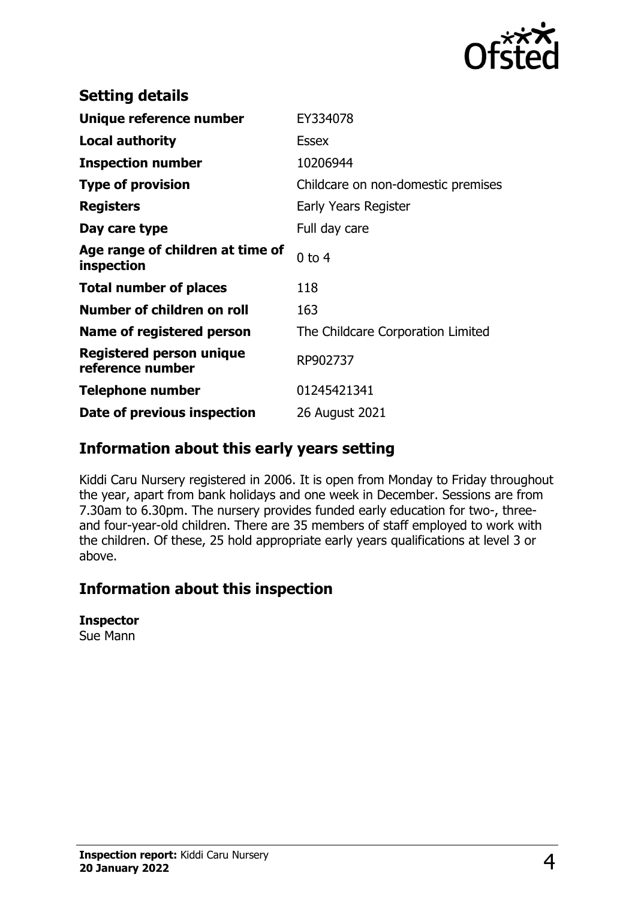## Setting details

| | |
|---|---|
| **Unique reference number** | EY334078 |
| **Local authority** | Essex |
| **Inspection number** | 10206944 |
| **Type of provision** | Childcare on non-domestic premises |
| **Registers** | Early Years Register |
| **Day care type** | Full day care |
| **Age range of children at time of inspection** | 0 to 4 |
| **Total number of places** | 118 |
| **Number of children on roll** | 163 |
| **Name of registered person** | The Childcare Corporation Limited |
| **Registered person unique reference number** | RP902737 |
| **Telephone number** | 01245421341 |
| **Date of previous inspection** | 26 August 2021 |

## Information about this early years setting

Kiddi Caru Nursery registered in 2006. It is open from Monday to Friday throughout the year, apart from bank holidays and one week in December. Sessions are from 7.30am to 6.30pm. The nursery provides funded early education for two-, three- and four-year-old children. There are 35 members of staff employed to work with the children. Of these, 25 hold appropriate early years qualifications at level 3 or above.

## Information about this inspection

**Inspector**
Sue Mann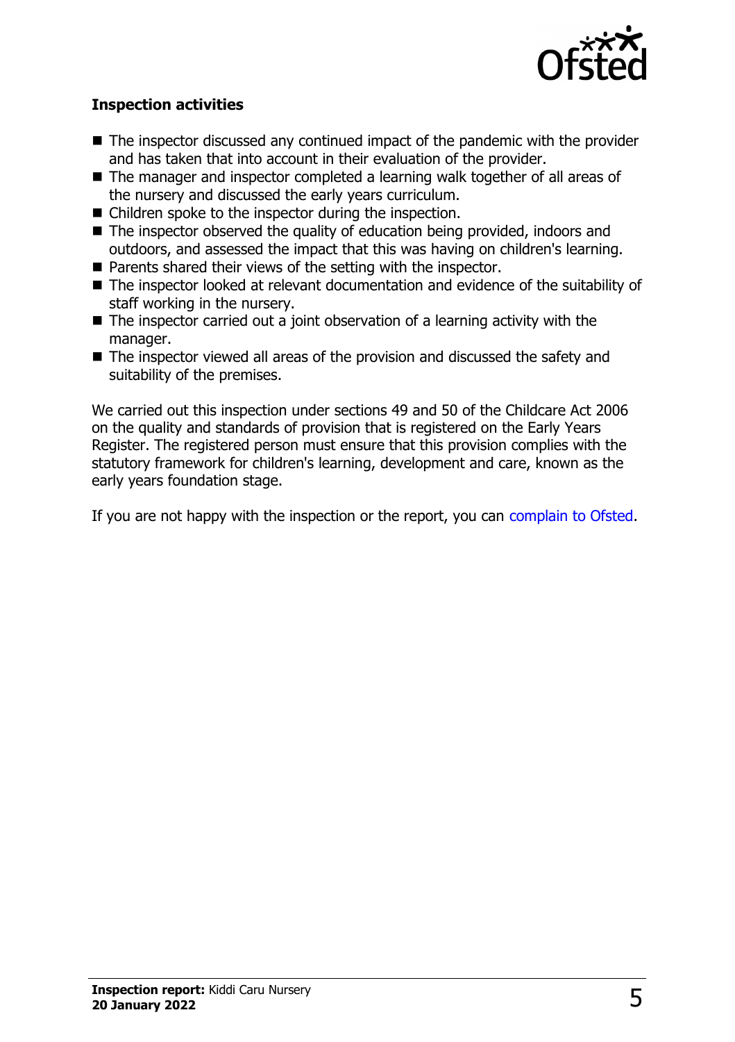### Inspection activities

- The inspector discussed any continued impact of the pandemic with the provider and has taken that into account in their evaluation of the provider.
- The manager and inspector completed a learning walk together of all areas of the nursery and discussed the early years curriculum.
- Children spoke to the inspector during the inspection.
- The inspector observed the quality of education being provided, indoors and outdoors, and assessed the impact that this was having on children's learning.
- Parents shared their views of the setting with the inspector.
- The inspector looked at relevant documentation and evidence of the suitability of staff working in the nursery.
- The inspector carried out a joint observation of a learning activity with the manager.
- The inspector viewed all areas of the provision and discussed the safety and suitability of the premises.

We carried out this inspection under sections 49 and 50 of the Childcare Act 2006 on the quality and standards of provision that is registered on the Early Years Register. The registered person must ensure that this provision complies with the statutory framework for children's learning, development and care, known as the early years foundation stage.

If you are not happy with the inspection or the report, you can complain to Ofsted.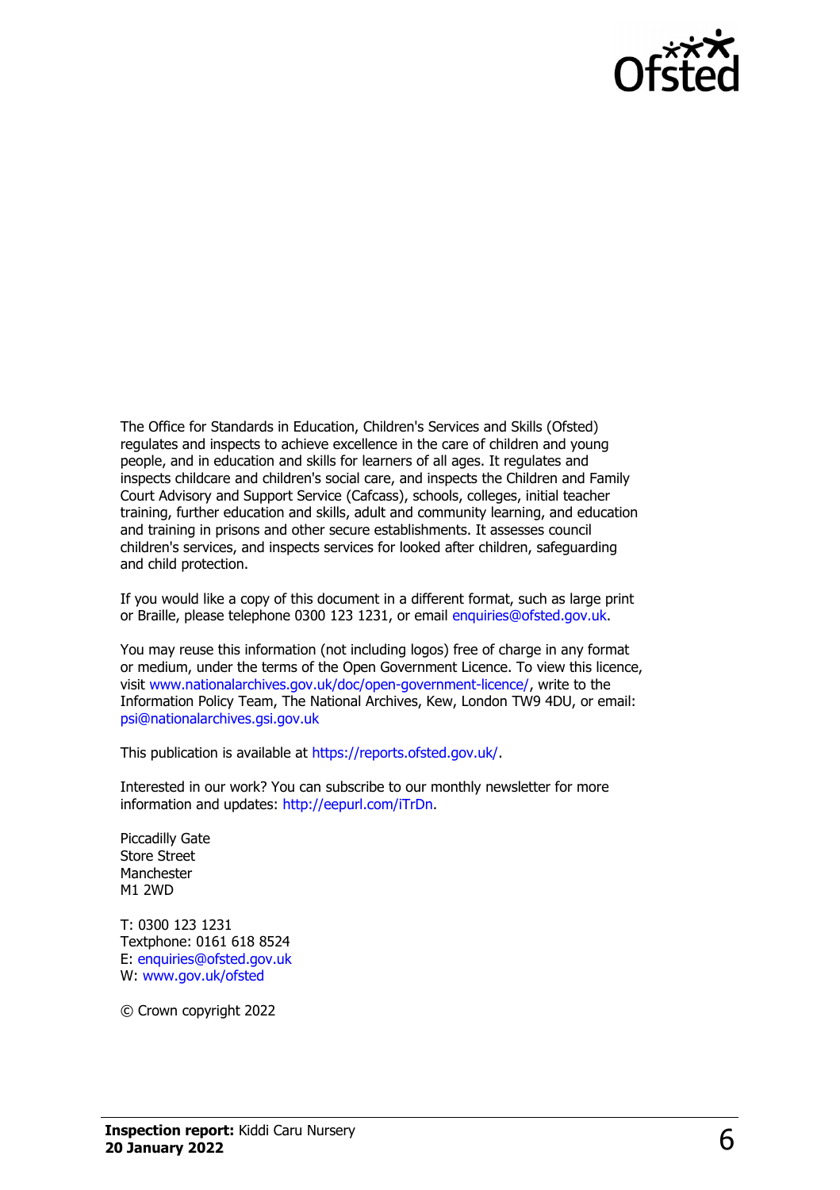The Office for Standards in Education, Children's Services and Skills (Ofsted) regulates and inspects to achieve excellence in the care of children and young people, and in education and skills for learners of all ages. It regulates and inspects childcare and children's social care, and inspects the Children and Family Court Advisory and Support Service (Cafcass), schools, colleges, initial teacher training, further education and skills, adult and community learning, and education and training in prisons and other secure establishments. It assesses council children's services, and inspects services for looked after children, safeguarding and child protection.

If you would like a copy of this document in a different format, such as large print or Braille, please telephone 0300 123 1231, or email enquiries@ofsted.gov.uk.

You may reuse this information (not including logos) free of charge in any format or medium, under the terms of the Open Government Licence. To view this licence, visit www.nationalarchives.gov.uk/doc/open-government-licence/, write to the Information Policy Team, The National Archives, Kew, London TW9 4DU, or email: psi@nationalarchives.gsi.gov.uk

This publication is available at https://reports.ofsted.gov.uk/.

Interested in our work? You can subscribe to our monthly newsletter for more information and updates: http://eepurl.com/iTrDn.

Piccadilly Gate
Store Street
Manchester
M1 2WD

T: 0300 123 1231
Textphone: 0161 618 8524
E: enquiries@ofsted.gov.uk
W: www.gov.uk/ofsted

© Crown copyright 2022